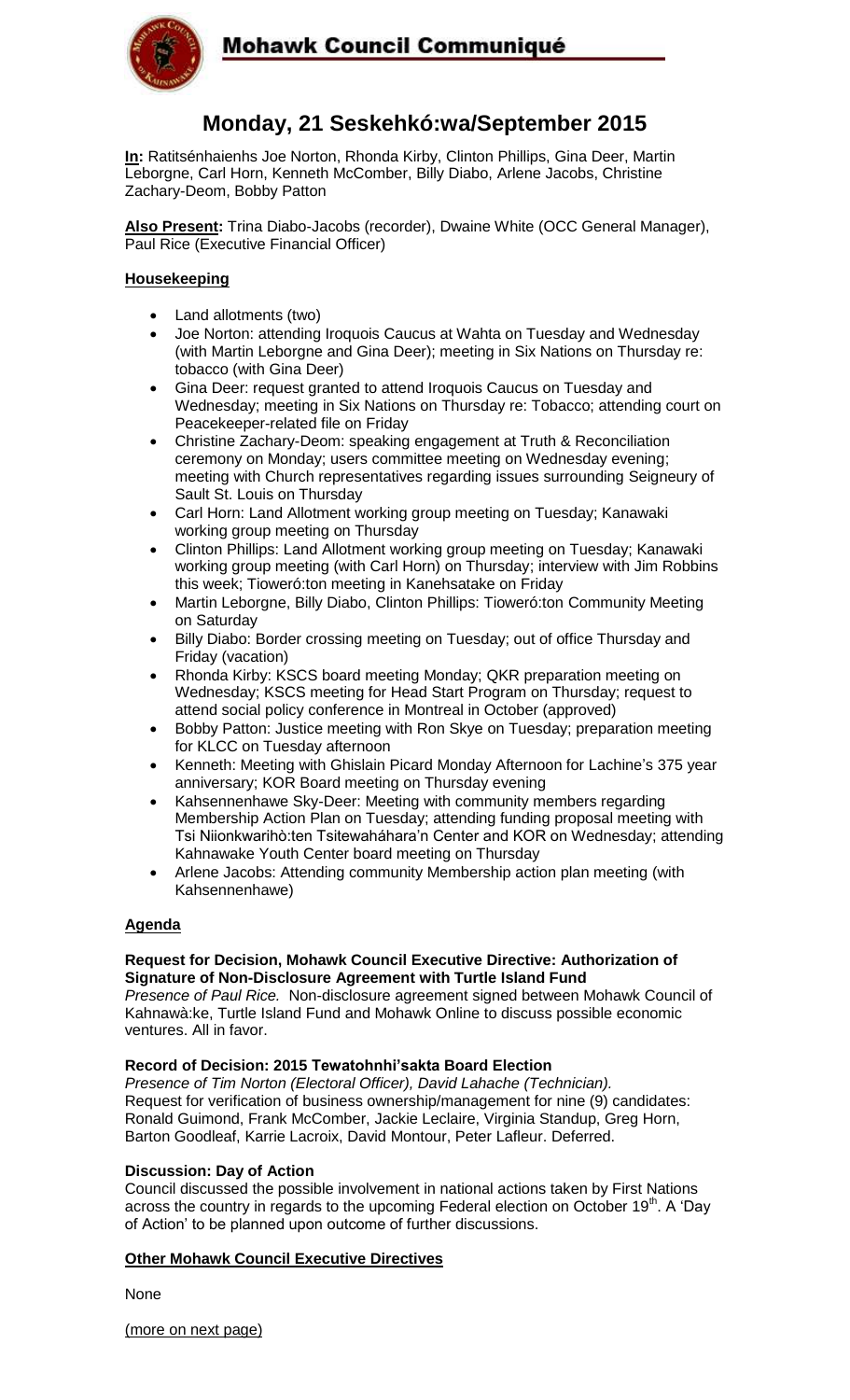# Mohawk Council Communiqué

## Monday, 21 Seskehkó:wa/September 2015

**In:** Ratitsénhaienhs Joe Norton, Rhonda Kirby, Clinton Phillips, Gina Deer, Martin Leborgne, Carl Horn, Kenneth McComber, Billy Diabo, Arlene Jacobs, Christine Zachary-Deom, Bobby Patton

**Also Present:** Trina Diabo-Jacobs (recorder), Dwaine White (OCC General Manager), Paul Rice (Executive Financial Officer)

### Housekeeping

- Land allotments (two)
- Joe Norton: attending Iroquois Caucus at Wahta on Tuesday and Wednesday (with Martin Leborgne and Gina Deer); meeting in Six Nations on Thursday re: tobacco (with Gina Deer)
- Gina Deer: request granted to attend Iroquois Caucus on Tuesday and Wednesday; meeting in Six Nations on Thursday re: Tobacco; attending court on Peacekeeper-related file on Friday
- Christine Zachary-Deom: speaking engagement at Truth & Reconciliation ceremony on Monday; users committee meeting on Wednesday evening; meeting with Church representatives regarding issues surrounding Seigneury of Sault St. Louis on Thursday
- Carl Horn: Land Allotment working group meeting on Tuesday; Kanawaki working group meeting on Thursday
- Clinton Phillips: Land Allotment working group meeting on Tuesday; Kanawaki working group meeting (with Carl Horn) on Thursday; interview with Jim Robbins this week; Tioweró:ton meeting in Kanehsatake on Friday
- Martin Leborgne, Billy Diabo, Clinton Phillips: Tioweró:ton Community Meeting on Saturday
- Billy Diabo: Border crossing meeting on Tuesday; out of office Thursday and Friday (vacation)
- Rhonda Kirby: KSCS board meeting Monday; QKR preparation meeting on Wednesday; KSCS meeting for Head Start Program on Thursday; request to attend social policy conference in Montreal in October (approved)
- Bobby Patton: Justice meeting with Ron Skye on Tuesday; preparation meeting for KLCC on Tuesday afternoon
- Kenneth: Meeting with Ghislain Picard Monday Afternoon for Lachine's 375 year anniversary; KOR Board meeting on Thursday evening
- Kahsennenhawe Sky-Deer: Meeting with community members regarding Membership Action Plan on Tuesday; attending funding proposal meeting with Tsi Niionkwarihò:ten Tsitewaháhara'n Center and KOR on Wednesday; attending Kahnawake Youth Center board meeting on Thursday
- Arlene Jacobs: Attending community Membership action plan meeting (with Kahsennenhawe)

### Agenda

**Request for Decision, Mohawk Council Executive Directive: Authorization of Signature of Non-Disclosure Agreement with Turtle Island Fund**

*Presence of Paul Rice.* Non-disclosure agreement signed between Mohawk Council of Kahnawà:ke, Turtle Island Fund and Mohawk Online to discuss possible economic ventures. All in favor.

**Record of Decision: 2015 Tewatohnhi'sakta Board Election**

*Presence of Tim Norton (Electoral Officer), David Lahache (Technician).* Request for verification of business ownership/management for nine (9) candidates: Ronald Guimond, Frank McComber, Jackie Leclaire, Virginia Standup, Greg Horn, Barton Goodleaf, Karrie Lacroix, David Montour, Peter Lafleur. Deferred.

**Discussion: Day of Action**

Council discussed the possible involvement in national actions taken by First Nations across the country in regards to the upcoming Federal election on October 19th. A 'Day of Action' to be planned upon outcome of further discussions.

### Other Mohawk Council Executive Directives

None

(more on next page)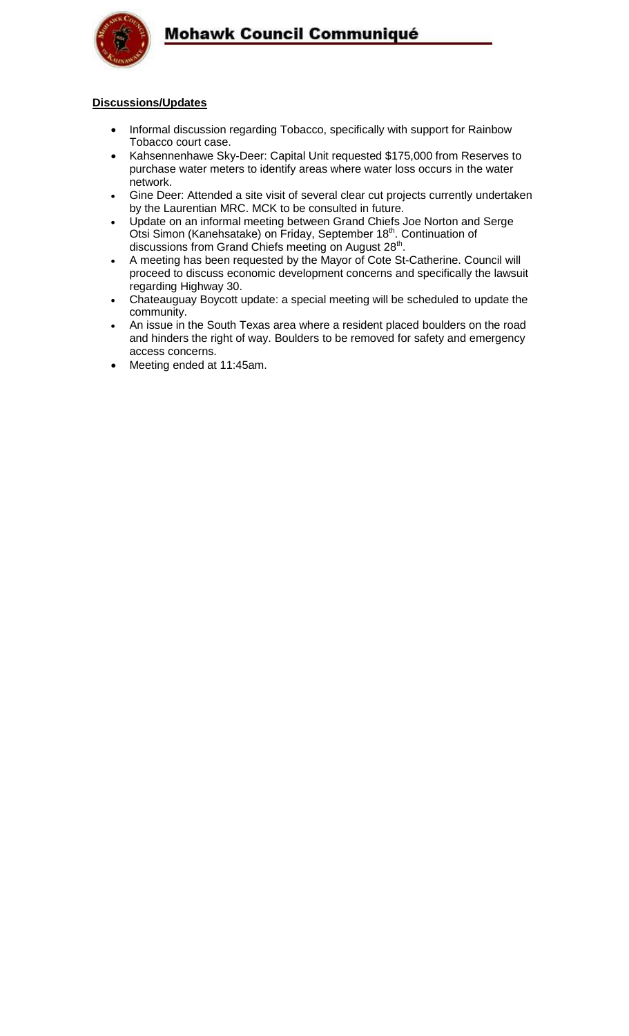**Discussions/Updates**

- Informal discussion regarding Tobacco, specifically with support for Rainbow Tobacco court case.
- Kahsennenhawe Sky-Deer: Capital Unit requested $175,000 from Reserves to purchase water meters to identify areas where water loss occurs in the water network.
- Gine Deer: Attended a site visit of several clear cut projects currently undertaken by the Laurentian MRC. MCK to be consulted in future.
- Update on an informal meeting between Grand Chiefs Joe Norton and Serge Otsi Simon (Kanehsatake) on Friday, September 18th. Continuation of discussions from Grand Chiefs meeting on August 28th.
- A meeting has been requested by the Mayor of Cote St-Catherine. Council will proceed to discuss economic development concerns and specifically the lawsuit regarding Highway 30.
- Chateauguay Boycott update: a special meeting will be scheduled to update the community.
- An issue in the South Texas area where a resident placed boulders on the road and hinders the right of way. Boulders to be removed for safety and emergency access concerns.
- Meeting ended at 11:45am.